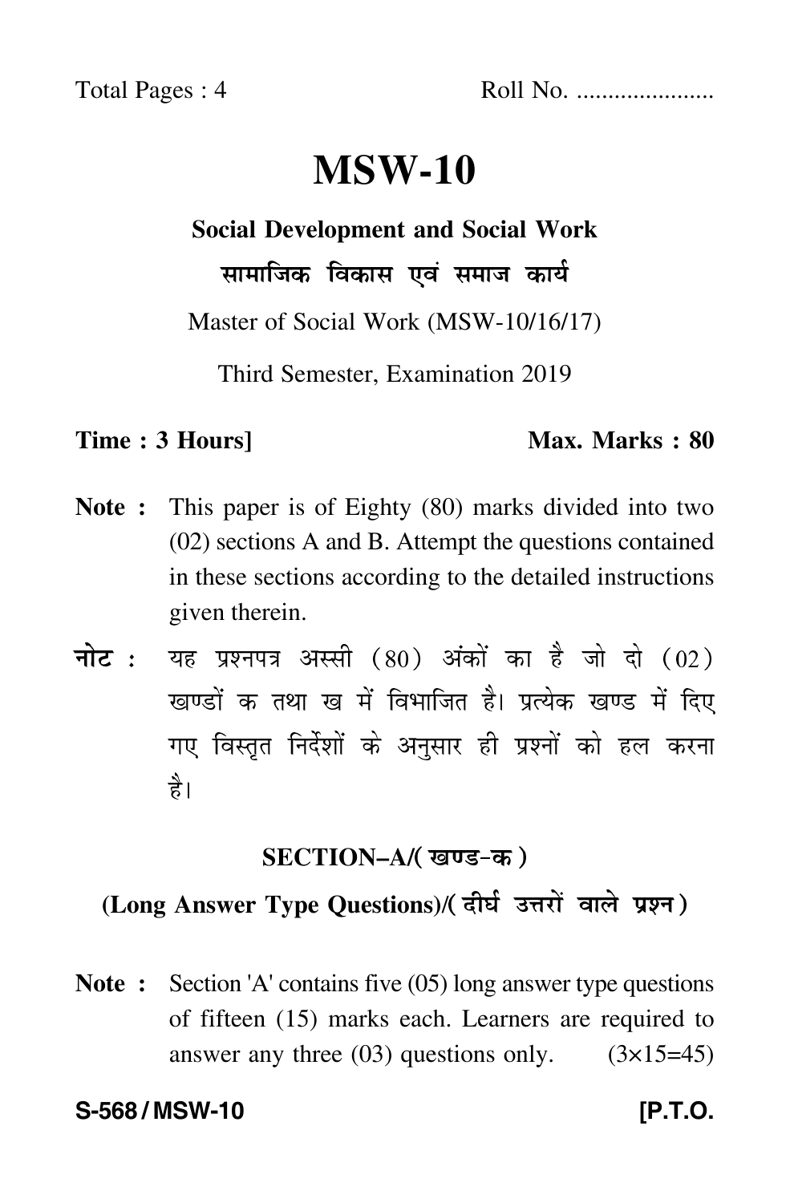Total Pages : 4 Roll No. ....................

# MSW-10

## Social Development and Social Work

## सामाजिक विकास एवं समाज कार्य

Master of Social Work (MSW-10/16/17)

Third Semester, Examination 2019

**Time : 3 Hours]** **Max. Marks : 80**

**Note :** This paper is of Eighty (80) marks divided into two (02) sections A and B. Attempt the questions contained in these sections according to the detailed instructions given therein.

**नोट :** यह प्रश्नपत्र अस्सी (80) अंकों का है जो दो (02) खण्डों क तथा ख में विभाजित है। प्रत्येक खण्ड में दिए गए विस्तृत निर्देशों के अनुसार ही प्रश्नों को हल करना है।

### SECTION–A/(खण्ड-क)

### (Long Answer Type Questions)/(दीर्घ उत्तरों वाले प्रश्न)

**Note :** Section 'A' contains five (05) long answer type questions of fifteen (15) marks each. Learners are required to answer any three (03) questions only. (3×15=45)

**S-568 / MSW-10** **[P.T.O.**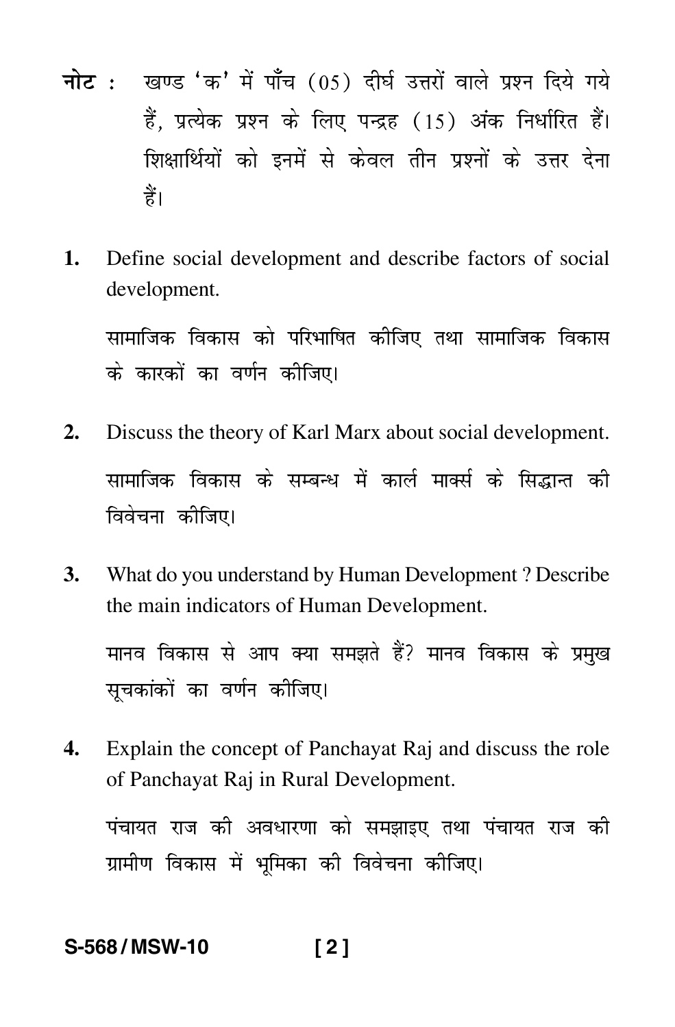**नोट :** खण्ड 'क' में पाँच (05) दीर्घ उत्तरों वाले प्रश्न दिये गये हैं, प्रत्येक प्रश्न के लिए पन्द्रह (15) अंक निर्धारित हैं। शिक्षार्थियों को इनमें से केवल तीन प्रश्नों के उत्तर देना हैं।

**1.** Define social development and describe factors of social development.

सामाजिक विकास को परिभाषित कीजिए तथा सामाजिक विकास के कारकों का वर्णन कीजिए।

**2.** Discuss the theory of Karl Marx about social development.

सामाजिक विकास के सम्बन्ध में कार्ल मार्क्स के सिद्धान्त की विवेचना कीजिए।

**3.** What do you understand by Human Development ? Describe the main indicators of Human Development.

मानव विकास से आप क्या समझते हैं? मानव विकास के प्रमुख सूचकांकों का वर्णन कीजिए।

**4.** Explain the concept of Panchayat Raj and discuss the role of Panchayat Raj in Rural Development.

पंचायत राज की अवधारणा को समझाइए तथा पंचायत राज की ग्रामीण विकास में भूमिका की विवेचना कीजिए।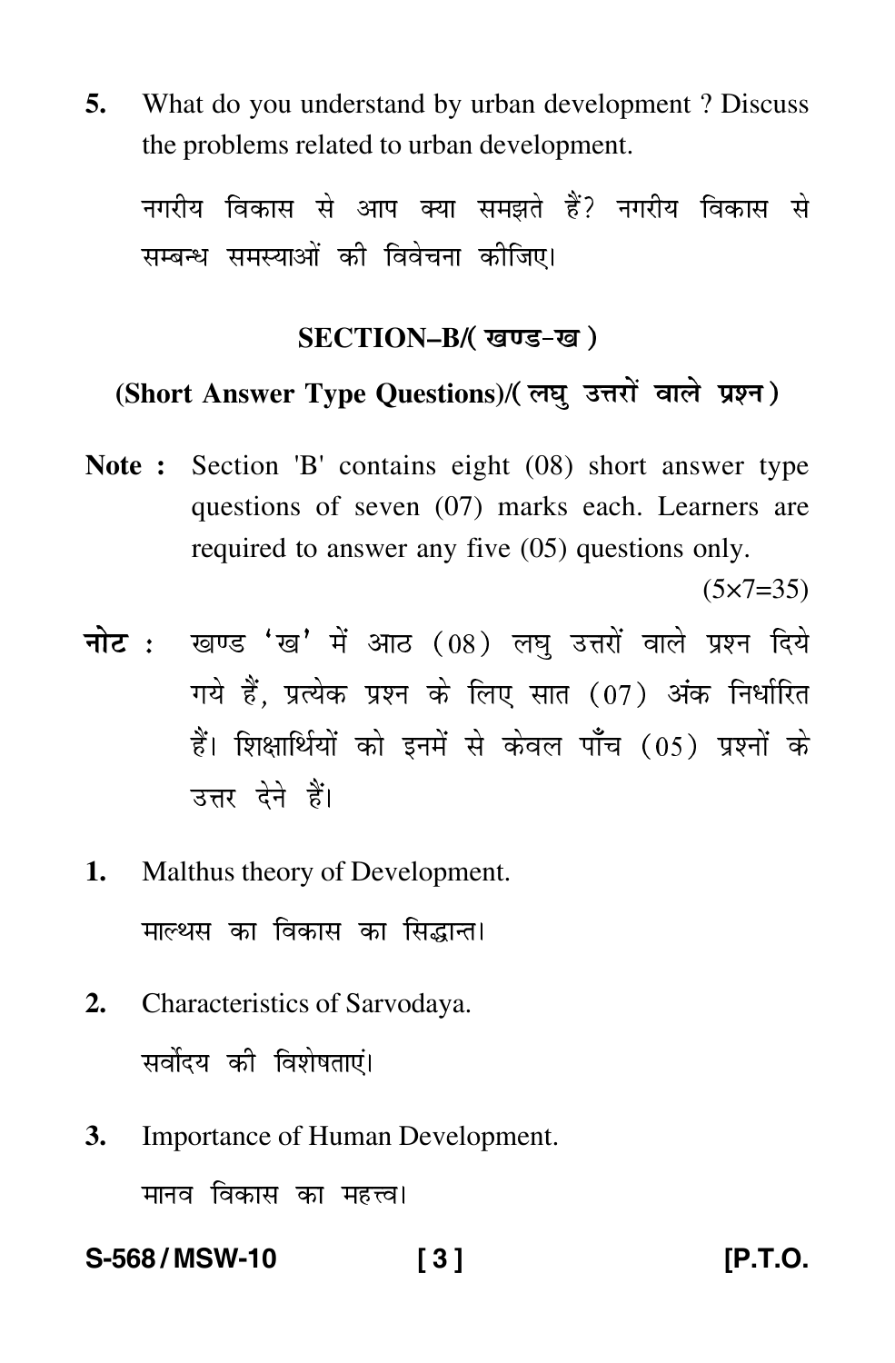5. What do you understand by urban development ? Discuss the problems related to urban development.

नगरीय विकास से आप क्या समझते हैं? नगरीय विकास से सम्बन्ध समस्याओं की विवेचना कीजिए।

## SECTION–B/( खण्ड-ख )

### (Short Answer Type Questions)/( लघु उत्तरों वाले प्रश्न )

**Note :** Section 'B' contains eight (08) short answer type questions of seven (07) marks each. Learners are required to answer any five (05) questions only.

(5×7=35)

**नोट :** खण्ड 'ख' में आठ (08) लघु उत्तरों वाले प्रश्न दिये गये हैं, प्रत्येक प्रश्न के लिए सात (07) अंक निर्धारित हैं। शिक्षार्थियों को इनमें से केवल पाँच (05) प्रश्नों के उत्तर देने हैं।

1. Malthus theory of Development.

   माल्थस का विकास का सिद्धान्त।

2. Characteristics of Sarvodaya.

   सर्वोदय की विशेषताएं।

3. Importance of Human Development.

   मानव विकास का महत्त्व।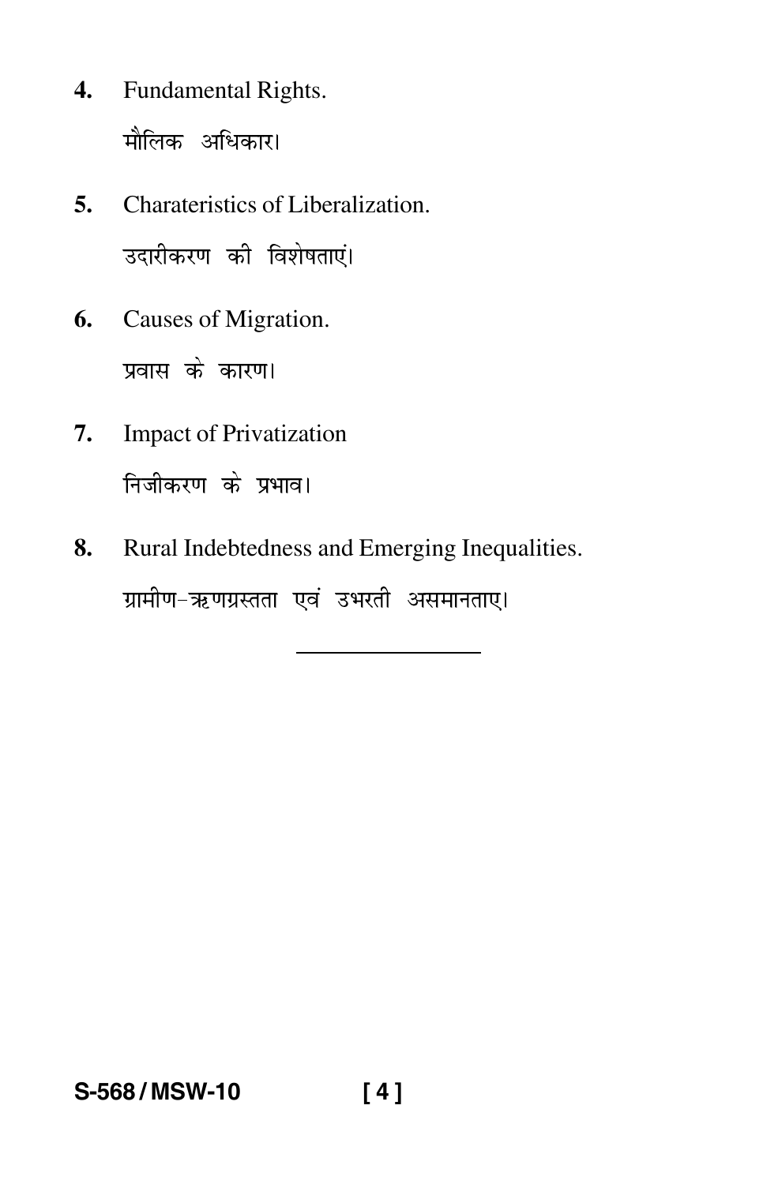4. Fundamental Rights.

   मौलिक अधिकार।

5. Charateristics of Liberalization.

   उदारीकरण की विशेषताएं।

6. Causes of Migration.

   प्रवास के कारण।

7. Impact of Privatization

   निजीकरण के प्रभाव।

8. Rural Indebtedness and Emerging Inequalities.

   ग्रामीण–ऋणग्रस्तता एवं उभरती असमानताए।

---

S-568 / MSW-10